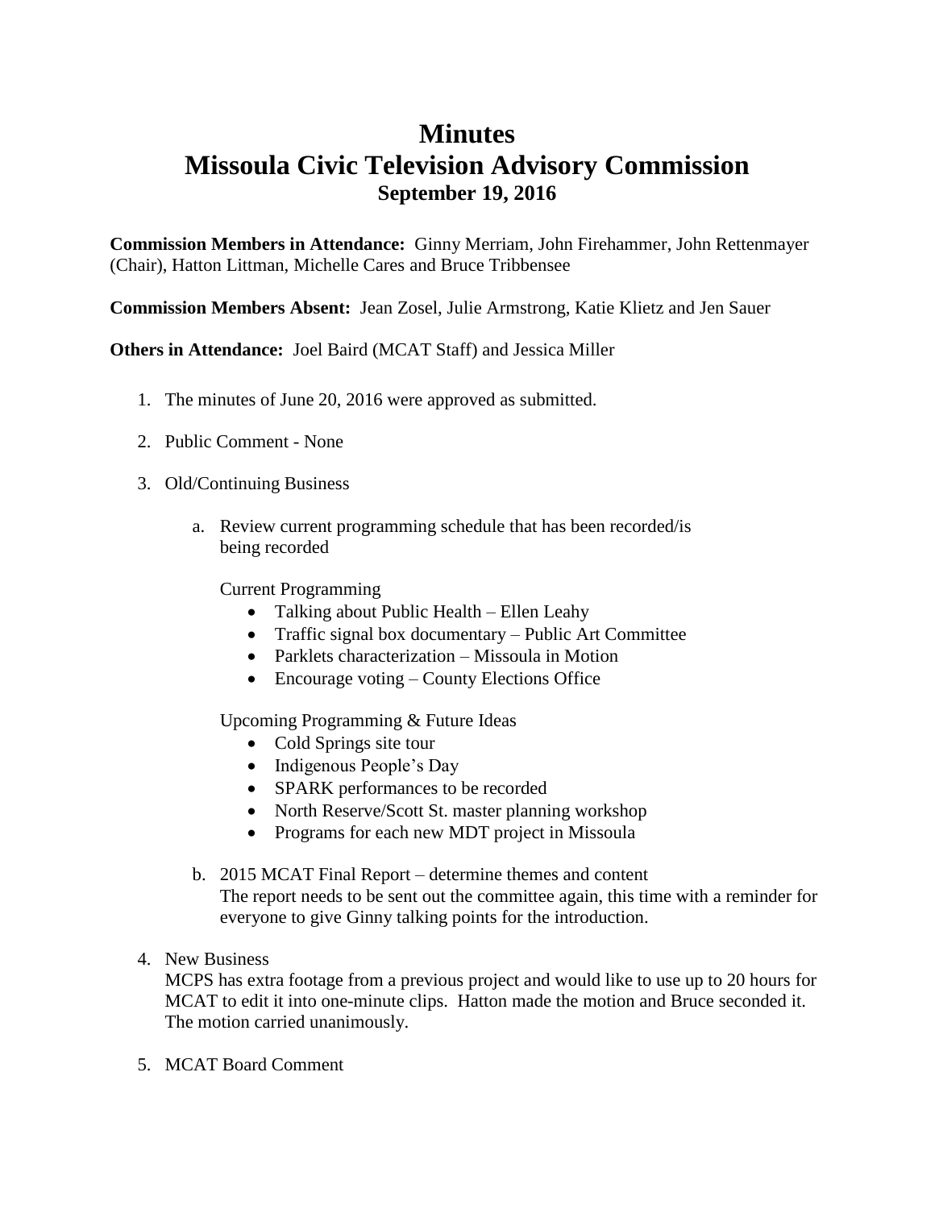# Minutes
# Missoula Civic Television Advisory Commission
## September 19, 2016

**Commission Members in Attendance:** Ginny Merriam, John Firehammer, John Rettenmayer (Chair), Hatton Littman, Michelle Cares and Bruce Tribbensee

**Commission Members Absent:** Jean Zosel, Julie Armstrong, Katie Klietz and Jen Sauer

**Others in Attendance:** Joel Baird (MCAT Staff) and Jessica Miller

1. The minutes of June 20, 2016 were approved as submitted.

2. Public Comment - None

3. Old/Continuing Business

   a. Review current programming schedule that has been recorded/is being recorded

      Current Programming

      - Talking about Public Health – Ellen Leahy
      - Traffic signal box documentary – Public Art Committee
      - Parklets characterization – Missoula in Motion
      - Encourage voting – County Elections Office

      Upcoming Programming & Future Ideas

      - Cold Springs site tour
      - Indigenous People's Day
      - SPARK performances to be recorded
      - North Reserve/Scott St. master planning workshop
      - Programs for each new MDT project in Missoula

   b. 2015 MCAT Final Report – determine themes and content
      The report needs to be sent out the committee again, this time with a reminder for everyone to give Ginny talking points for the introduction.

4. New Business
   MCPS has extra footage from a previous project and would like to use up to 20 hours for MCAT to edit it into one-minute clips. Hatton made the motion and Bruce seconded it. The motion carried unanimously.

5. MCAT Board Comment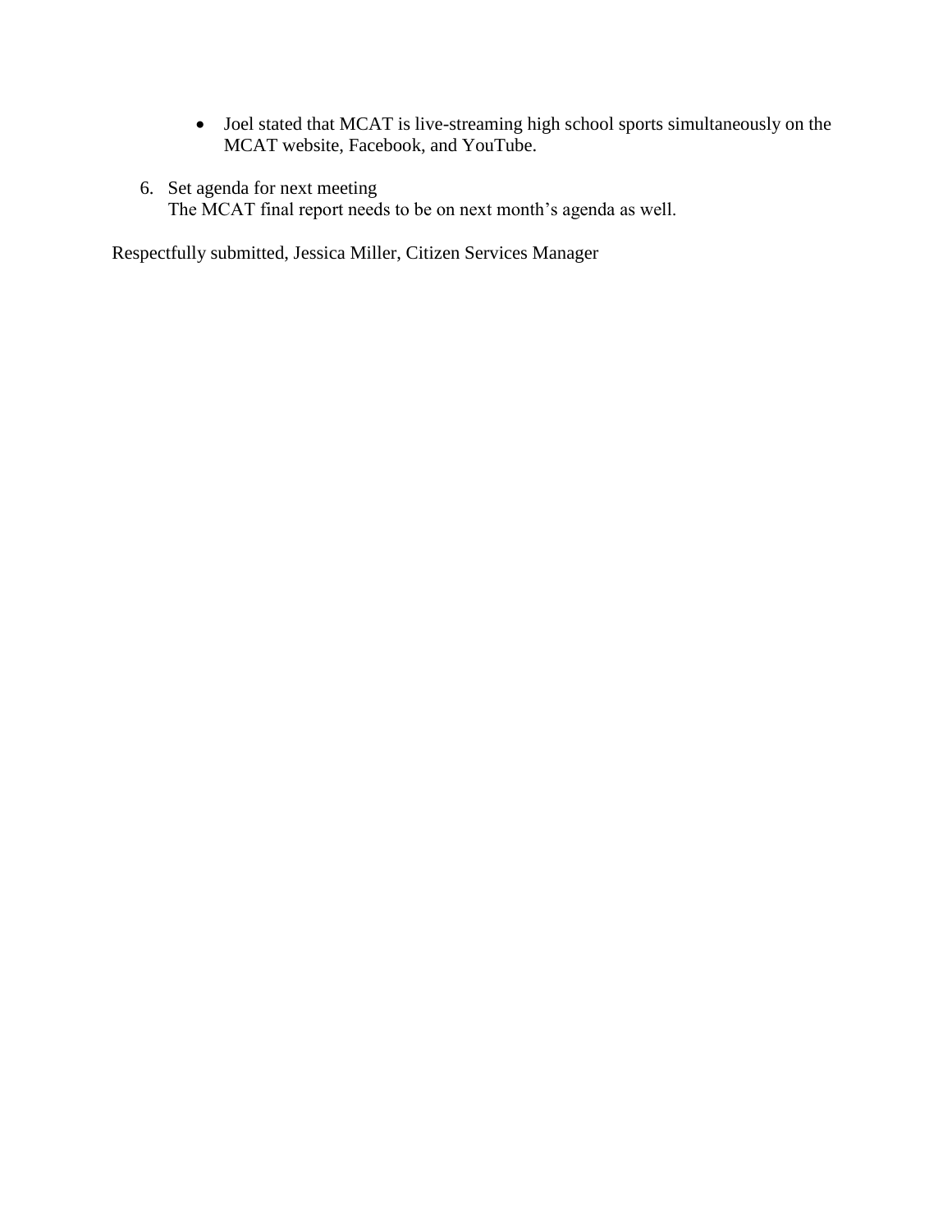- Joel stated that MCAT is live-streaming high school sports simultaneously on the MCAT website, Facebook, and YouTube.

6. Set agenda for next meeting
   The MCAT final report needs to be on next month's agenda as well.

Respectfully submitted, Jessica Miller, Citizen Services Manager